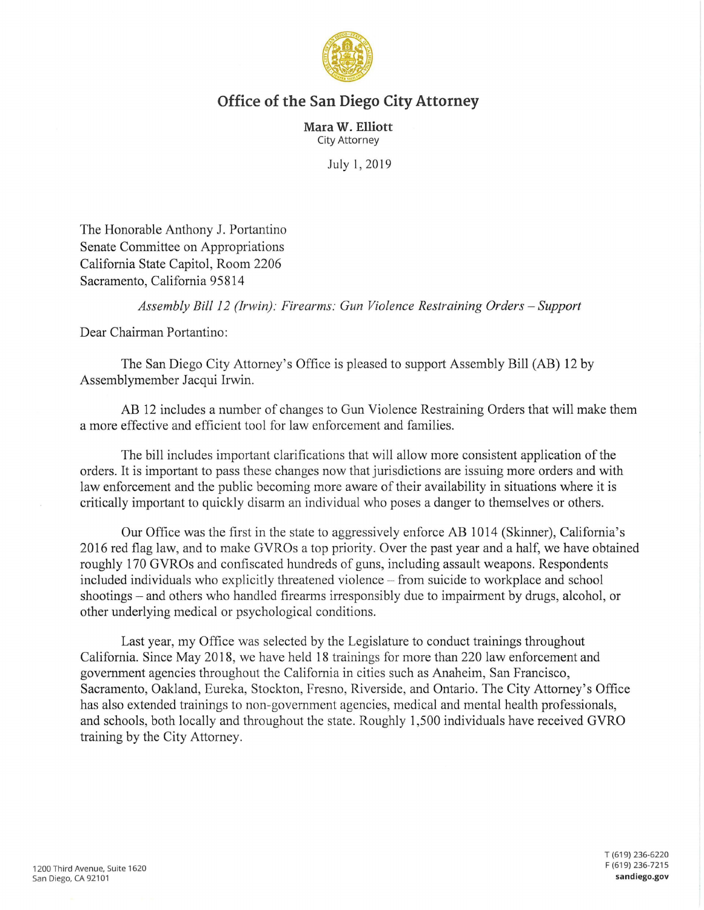# Office of the San Diego City Attorney

**Mara W. Elliott**
City Attorney

July 1, 2019

The Honorable Anthony J. Portantino
Senate Committee on Appropriations
California State Capitol, Room 2206
Sacramento, California 95814

*Assembly Bill 12 (Irwin): Firearms: Gun Violence Restraining Orders – Support*

Dear Chairman Portantino:

The San Diego City Attorney's Office is pleased to support Assembly Bill (AB) 12 by Assemblymember Jacqui Irwin.

AB 12 includes a number of changes to Gun Violence Restraining Orders that will make them a more effective and efficient tool for law enforcement and families.

The bill includes important clarifications that will allow more consistent application of the orders. It is important to pass these changes now that jurisdictions are issuing more orders and with law enforcement and the public becoming more aware of their availability in situations where it is critically important to quickly disarm an individual who poses a danger to themselves or others.

Our Office was the first in the state to aggressively enforce AB 1014 (Skinner), California's 2016 red flag law, and to make GVROs a top priority. Over the past year and a half, we have obtained roughly 170 GVROs and confiscated hundreds of guns, including assault weapons. Respondents included individuals who explicitly threatened violence – from suicide to workplace and school shootings – and others who handled firearms irresponsibly due to impairment by drugs, alcohol, or other underlying medical or psychological conditions.

Last year, my Office was selected by the Legislature to conduct trainings throughout California. Since May 2018, we have held 18 trainings for more than 220 law enforcement and government agencies throughout the California in cities such as Anaheim, San Francisco, Sacramento, Oakland, Eureka, Stockton, Fresno, Riverside, and Ontario. The City Attorney's Office has also extended trainings to non-government agencies, medical and mental health professionals, and schools, both locally and throughout the state. Roughly 1,500 individuals have received GVRO training by the City Attorney.

1200 Third Avenue, Suite 1620
San Diego, CA 92101

T (619) 236-6220
F (619) 236-7215
**sandiego.gov**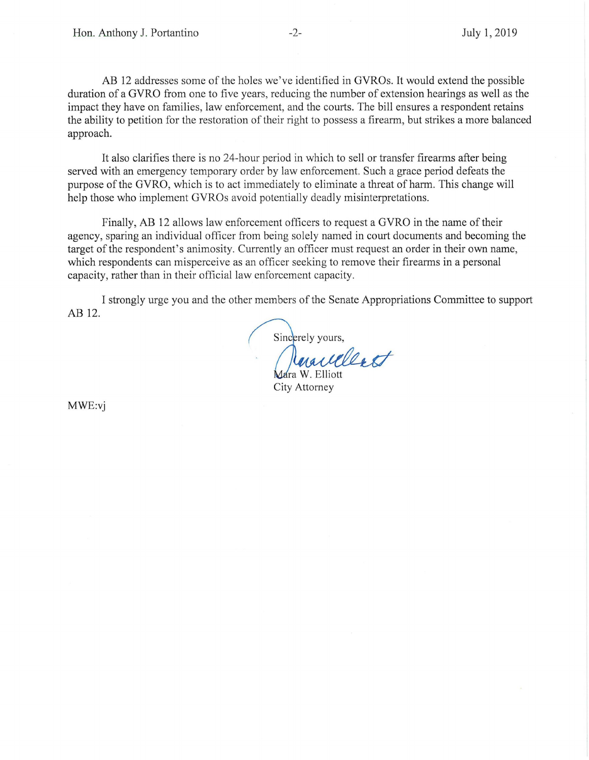AB 12 addresses some of the holes we've identified in GVROs. It would extend the possible duration of a GVRO from one to five years, reducing the number of extension hearings as well as the impact they have on families, law enforcement, and the courts. The bill ensures a respondent retains the ability to petition for the restoration of their right to possess a firearm, but strikes a more balanced approach.

It also clarifies there is no 24-hour period in which to sell or transfer firearms after being served with an emergency temporary order by law enforcement. Such a grace period defeats the purpose of the GVRO, which is to act immediately to eliminate a threat of harm. This change will help those who implement GVROs avoid potentially deadly misinterpretations.

Finally, AB 12 allows law enforcement officers to request a GVRO in the name of their agency, sparing an individual officer from being solely named in court documents and becoming the target of the respondent's animosity. Currently an officer must request an order in their own name, which respondents can misperceive as an officer seeking to remove their firearms in a personal capacity, rather than in their official law enforcement capacity.

I strongly urge you and the other members of the Senate Appropriations Committee to support AB 12.

Sincerely yours,

Mara W. Elliott
City Attorney

MWE:vj